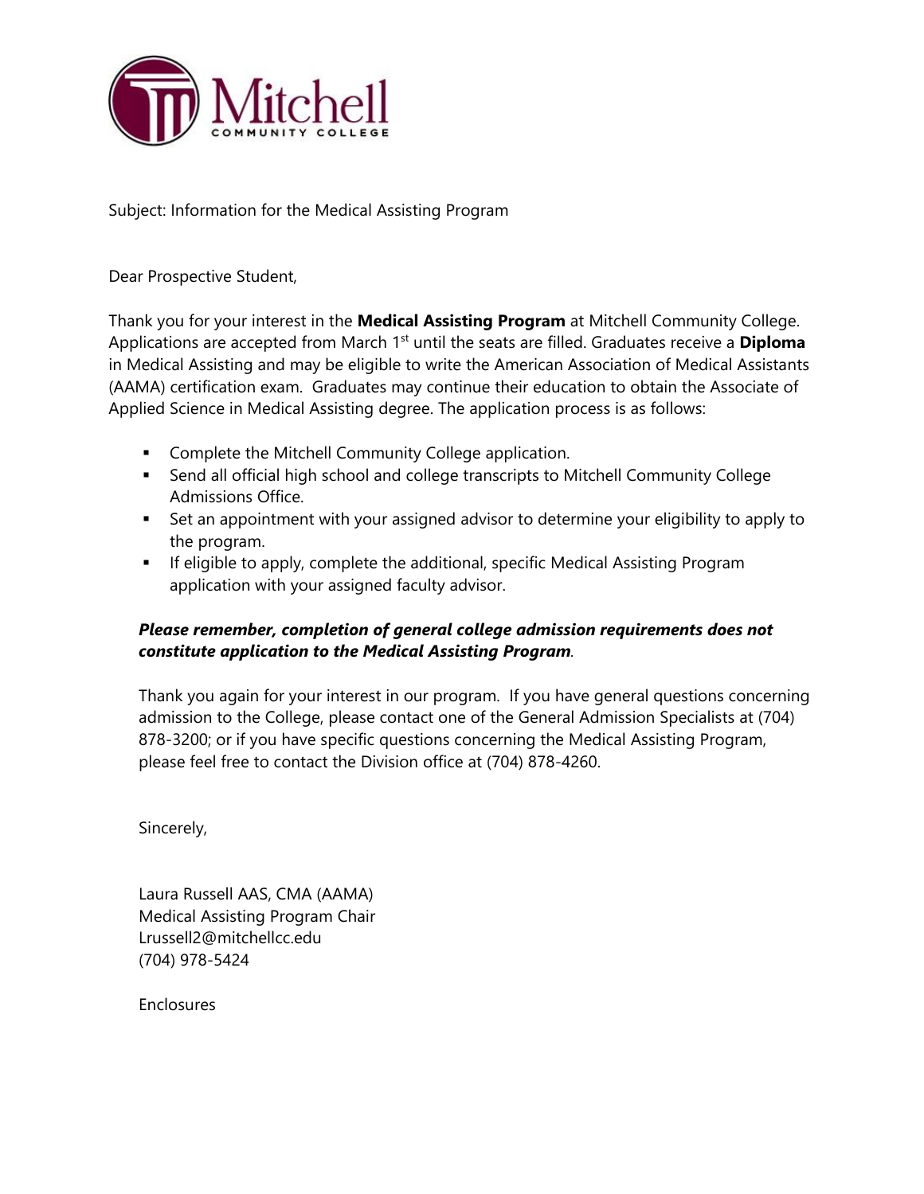Mitchell
COMMUNITY COLLEGE

Subject: Information for the Medical Assisting Program

Dear Prospective Student,

Thank you for your interest in the **Medical Assisting Program** at Mitchell Community College. Applications are accepted from March 1st until the seats are filled. Graduates receive a **Diploma** in Medical Assisting and may be eligible to write the American Association of Medical Assistants (AAMA) certification exam. Graduates may continue their education to obtain the Associate of Applied Science in Medical Assisting degree. The application process is as follows:

- Complete the Mitchell Community College application.
- Send all official high school and college transcripts to Mitchell Community College Admissions Office.
- Set an appointment with your assigned advisor to determine your eligibility to apply to the program.
- If eligible to apply, complete the additional, specific Medical Assisting Program application with your assigned faculty advisor.

***Please remember, completion of general college admission requirements does not constitute application to the Medical Assisting Program.***

Thank you again for your interest in our program. If you have general questions concerning admission to the College, please contact one of the General Admission Specialists at (704) 878-3200; or if you have specific questions concerning the Medical Assisting Program, please feel free to contact the Division office at (704) 878-4260.

Sincerely,

Laura Russell AAS, CMA (AAMA)
Medical Assisting Program Chair
Lrussell2@mitchellcc.edu
(704) 978-5424

Enclosures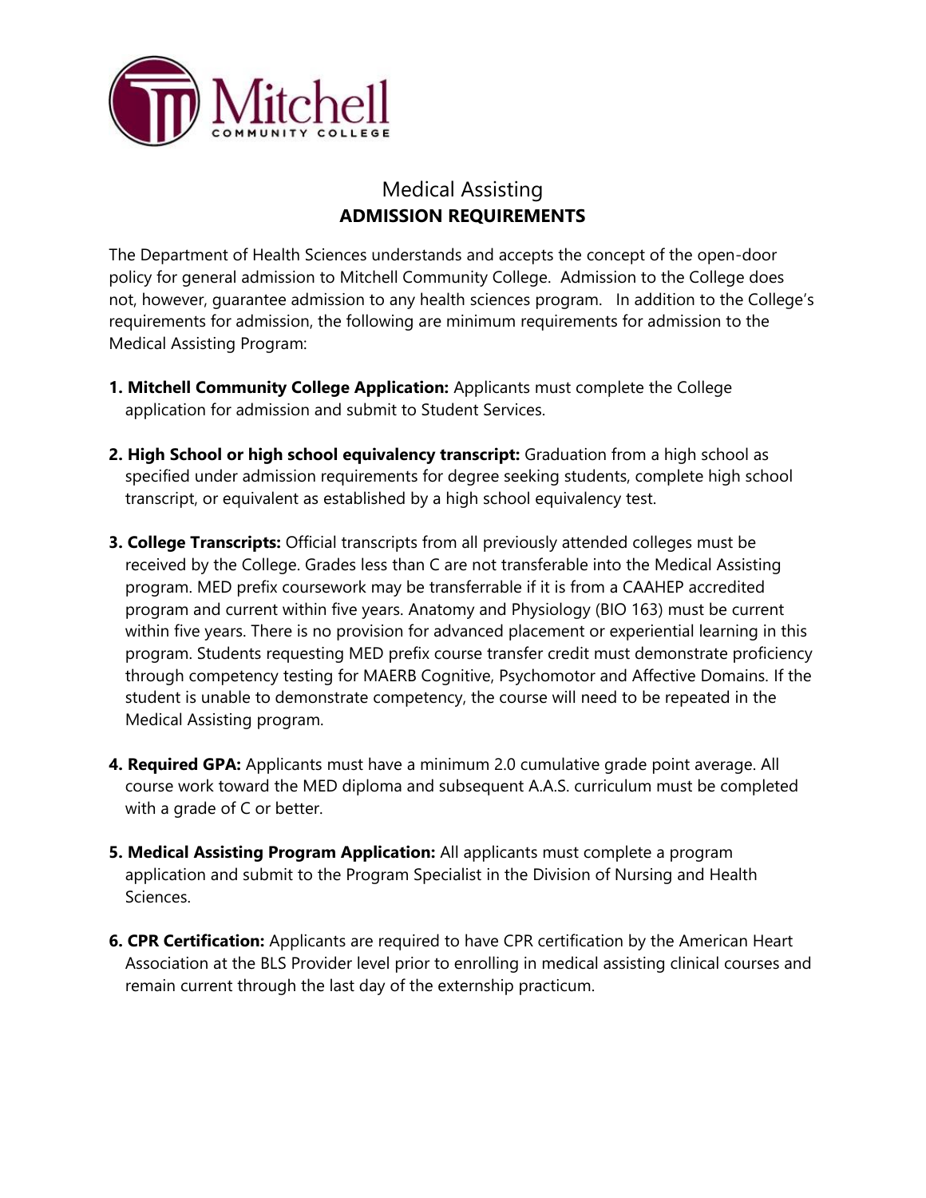# Medical Assisting

## ADMISSION REQUIREMENTS

The Department of Health Sciences understands and accepts the concept of the open-door policy for general admission to Mitchell Community College. Admission to the College does not, however, guarantee admission to any health sciences program. In addition to the College's requirements for admission, the following are minimum requirements for admission to the Medical Assisting Program:

1. **Mitchell Community College Application:** Applicants must complete the College application for admission and submit to Student Services.

2. **High School or high school equivalency transcript:** Graduation from a high school as specified under admission requirements for degree seeking students, complete high school transcript, or equivalent as established by a high school equivalency test.

3. **College Transcripts:** Official transcripts from all previously attended colleges must be received by the College. Grades less than C are not transferable into the Medical Assisting program. MED prefix coursework may be transferrable if it is from a CAAHEP accredited program and current within five years. Anatomy and Physiology (BIO 163) must be current within five years. There is no provision for advanced placement or experiential learning in this program. Students requesting MED prefix course transfer credit must demonstrate proficiency through competency testing for MAERB Cognitive, Psychomotor and Affective Domains. If the student is unable to demonstrate competency, the course will need to be repeated in the Medical Assisting program.

4. **Required GPA:** Applicants must have a minimum 2.0 cumulative grade point average. All course work toward the MED diploma and subsequent A.A.S. curriculum must be completed with a grade of C or better.

5. **Medical Assisting Program Application:** All applicants must complete a program application and submit to the Program Specialist in the Division of Nursing and Health Sciences.

6. **CPR Certification:** Applicants are required to have CPR certification by the American Heart Association at the BLS Provider level prior to enrolling in medical assisting clinical courses and remain current through the last day of the externship practicum.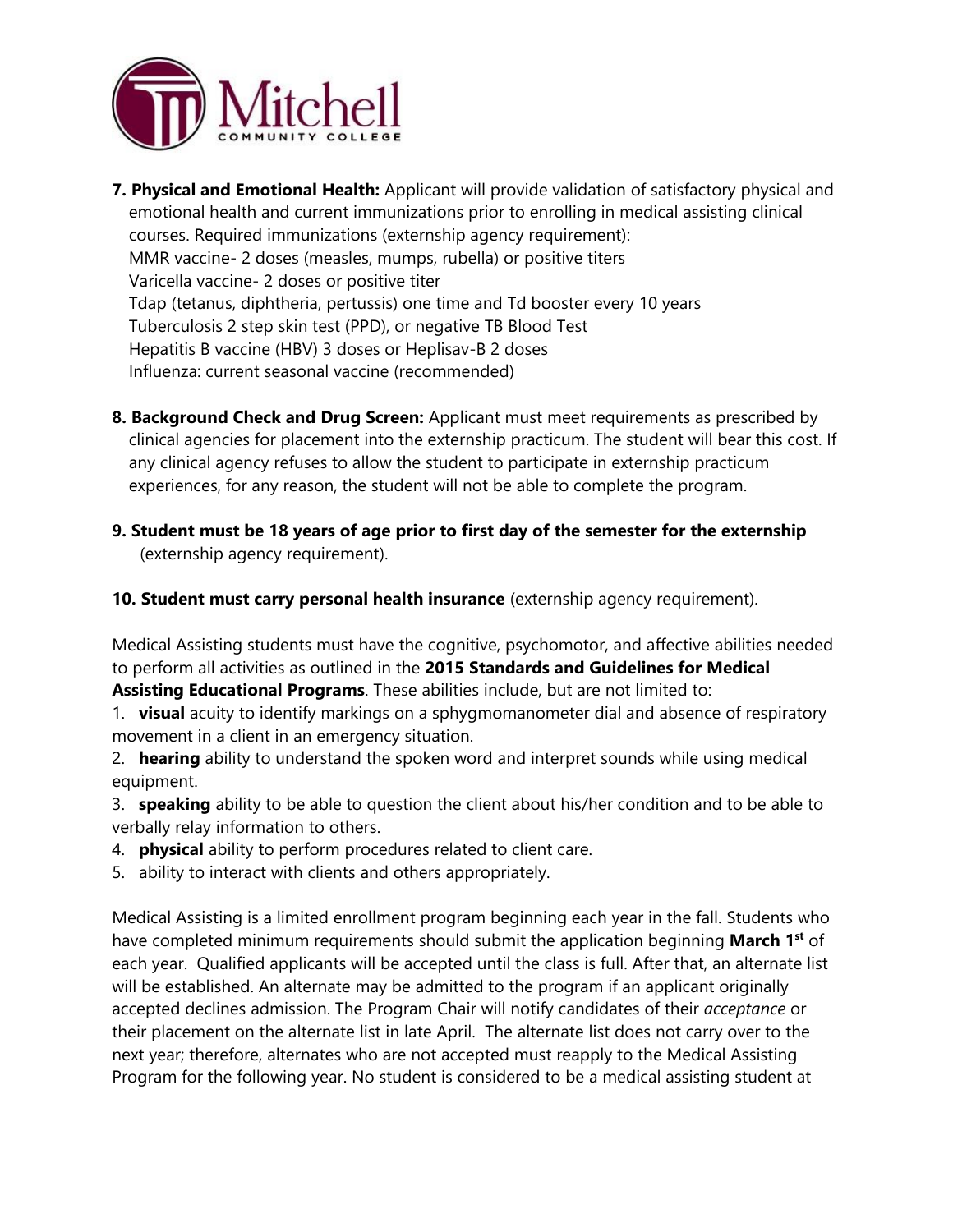7. **Physical and Emotional Health:** Applicant will provide validation of satisfactory physical and emotional health and current immunizations prior to enrolling in medical assisting clinical courses. Required immunizations (externship agency requirement):
   MMR vaccine- 2 doses (measles, mumps, rubella) or positive titers
   Varicella vaccine- 2 doses or positive titer
   Tdap (tetanus, diphtheria, pertussis) one time and Td booster every 10 years
   Tuberculosis 2 step skin test (PPD), or negative TB Blood Test
   Hepatitis B vaccine (HBV) 3 doses or Heplisav-B 2 doses
   Influenza: current seasonal vaccine (recommended)

8. **Background Check and Drug Screen:** Applicant must meet requirements as prescribed by clinical agencies for placement into the externship practicum. The student will bear this cost. If any clinical agency refuses to allow the student to participate in externship practicum experiences, for any reason, the student will not be able to complete the program.

9. **Student must be 18 years of age prior to first day of the semester for the externship** (externship agency requirement).

10. **Student must carry personal health insurance** (externship agency requirement).

Medical Assisting students must have the cognitive, psychomotor, and affective abilities needed to perform all activities as outlined in the **2015 Standards and Guidelines for Medical Assisting Educational Programs**. These abilities include, but are not limited to:

1. **visual** acuity to identify markings on a sphygmomanometer dial and absence of respiratory movement in a client in an emergency situation.
2. **hearing** ability to understand the spoken word and interpret sounds while using medical equipment.
3. **speaking** ability to be able to question the client about his/her condition and to be able to verbally relay information to others.
4. **physical** ability to perform procedures related to client care.
5. ability to interact with clients and others appropriately.

Medical Assisting is a limited enrollment program beginning each year in the fall. Students who have completed minimum requirements should submit the application beginning **March 1st** of each year. Qualified applicants will be accepted until the class is full. After that, an alternate list will be established. An alternate may be admitted to the program if an applicant originally accepted declines admission. The Program Chair will notify candidates of their *acceptance* or their placement on the alternate list in late April. The alternate list does not carry over to the next year; therefore, alternates who are not accepted must reapply to the Medical Assisting Program for the following year. No student is considered to be a medical assisting student at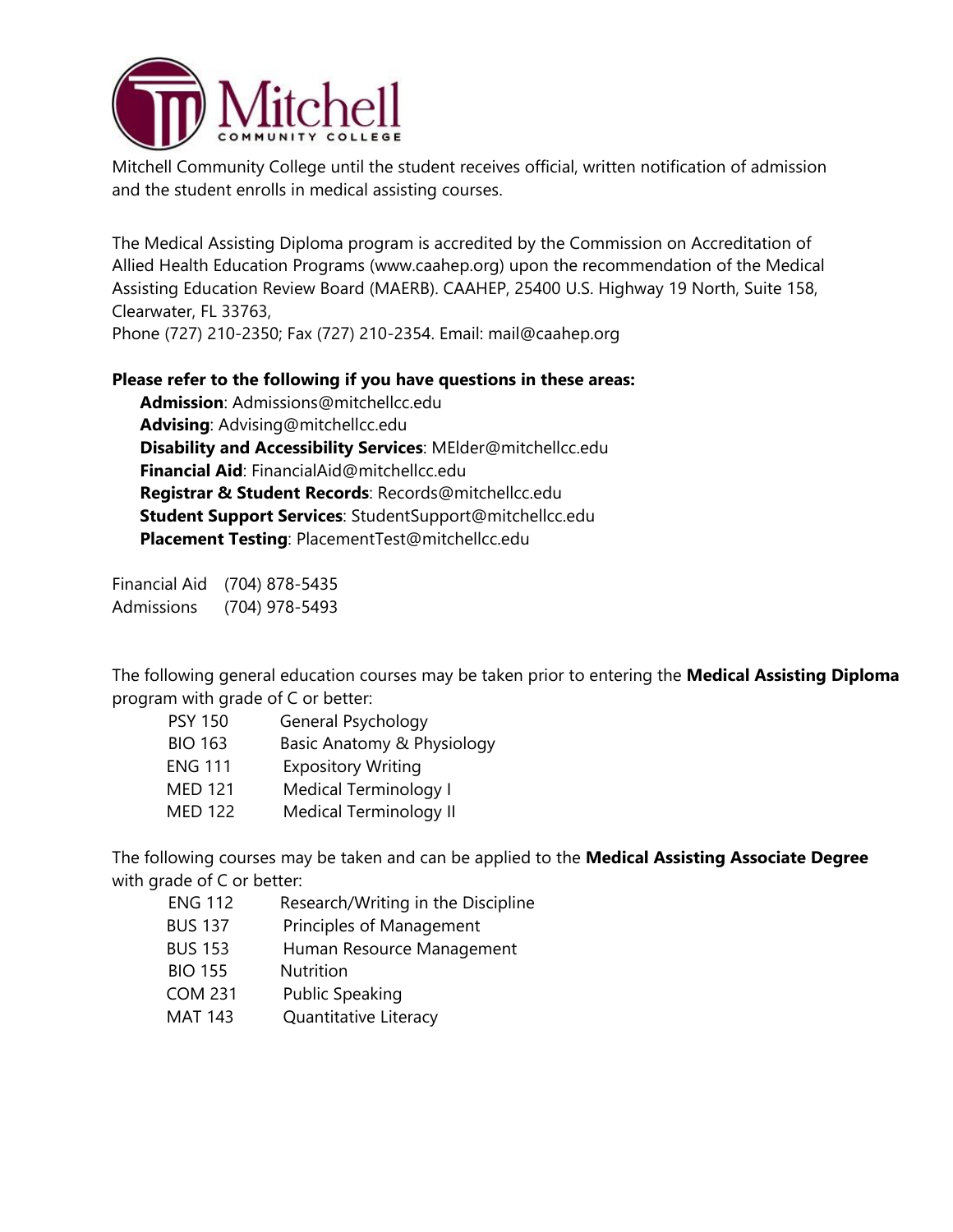Mitchell Community College until the student receives official, written notification of admission and the student enrolls in medical assisting courses.

The Medical Assisting Diploma program is accredited by the Commission on Accreditation of Allied Health Education Programs (www.caahep.org) upon the recommendation of the Medical Assisting Education Review Board (MAERB). CAAHEP, 25400 U.S. Highway 19 North, Suite 158, Clearwater, FL 33763,
Phone (727) 210-2350; Fax (727) 210-2354. Email: mail@caahep.org

**Please refer to the following if you have questions in these areas:**

- **Admission**: Admissions@mitchellcc.edu
- **Advising**: Advising@mitchellcc.edu
- **Disability and Accessibility Services**: MElder@mitchellcc.edu
- **Financial Aid**: FinancialAid@mitchellcc.edu
- **Registrar & Student Records**: Records@mitchellcc.edu
- **Student Support Services**: StudentSupport@mitchellcc.edu
- **Placement Testing**: PlacementTest@mitchellcc.edu

Financial Aid (704) 878-5435
Admissions (704) 978-5493

The following general education courses may be taken prior to entering the **Medical Assisting Diploma** program with grade of C or better:

| | |
|---|---|
| PSY 150 | General Psychology |
| BIO 163 | Basic Anatomy & Physiology |
| ENG 111 | Expository Writing |
| MED 121 | Medical Terminology I |
| MED 122 | Medical Terminology II |

The following courses may be taken and can be applied to the **Medical Assisting Associate Degree** with grade of C or better:

| | |
|---|---|
| ENG 112 | Research/Writing in the Discipline |
| BUS 137 | Principles of Management |
| BUS 153 | Human Resource Management |
| BIO 155 | Nutrition |
| COM 231 | Public Speaking |
| MAT 143 | Quantitative Literacy |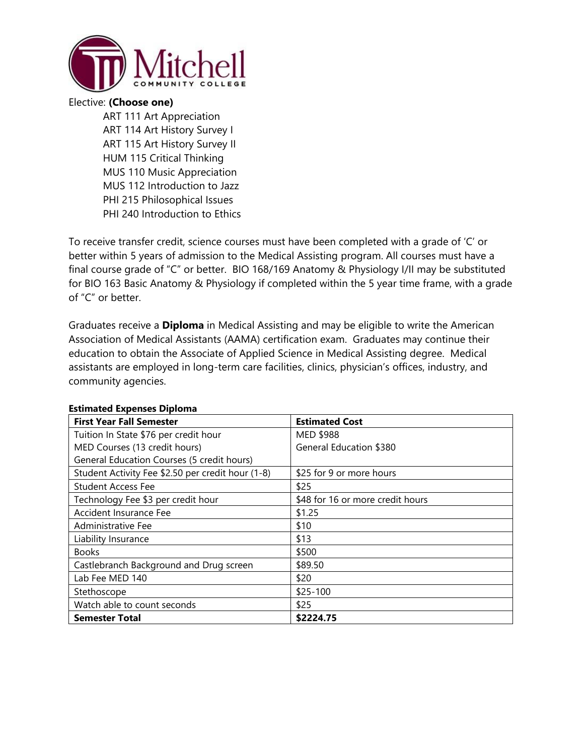Elective: **(Choose one)**

- ART 111 Art Appreciation
- ART 114 Art History Survey I
- ART 115 Art History Survey II
- HUM 115 Critical Thinking
- MUS 110 Music Appreciation
- MUS 112 Introduction to Jazz
- PHI 215 Philosophical Issues
- PHI 240 Introduction to Ethics

To receive transfer credit, science courses must have been completed with a grade of 'C' or better within 5 years of admission to the Medical Assisting program. All courses must have a final course grade of "C" or better. BIO 168/169 Anatomy & Physiology I/II may be substituted for BIO 163 Basic Anatomy & Physiology if completed within the 5 year time frame, with a grade of "C" or better.

Graduates receive a **Diploma** in Medical Assisting and may be eligible to write the American Association of Medical Assistants (AAMA) certification exam. Graduates may continue their education to obtain the Associate of Applied Science in Medical Assisting degree. Medical assistants are employed in long-term care facilities, clinics, physician's offices, industry, and community agencies.

**Estimated Expenses Diploma**

| **First Year Fall Semester** | **Estimated Cost** |
|---|---|
| Tuition In State $76 per credit hour<br>MED Courses (13 credit hours)<br>General Education Courses (5 credit hours) | MED $988<br>General Education $380 |
| Student Activity Fee $2.50 per credit hour (1-8) | $25 for 9 or more hours |
| Student Access Fee | $25 |
| Technology Fee $3 per credit hour | $48 for 16 or more credit hours |
| Accident Insurance Fee | $1.25 |
| Administrative Fee | $10 |
| Liability Insurance | $13 |
| Books | $500 |
| Castlebranch Background and Drug screen | $89.50 |
| Lab Fee MED 140 | $20 |
| Stethoscope | $25-100 |
| Watch able to count seconds | $25 |
| **Semester Total** | **$2224.75** |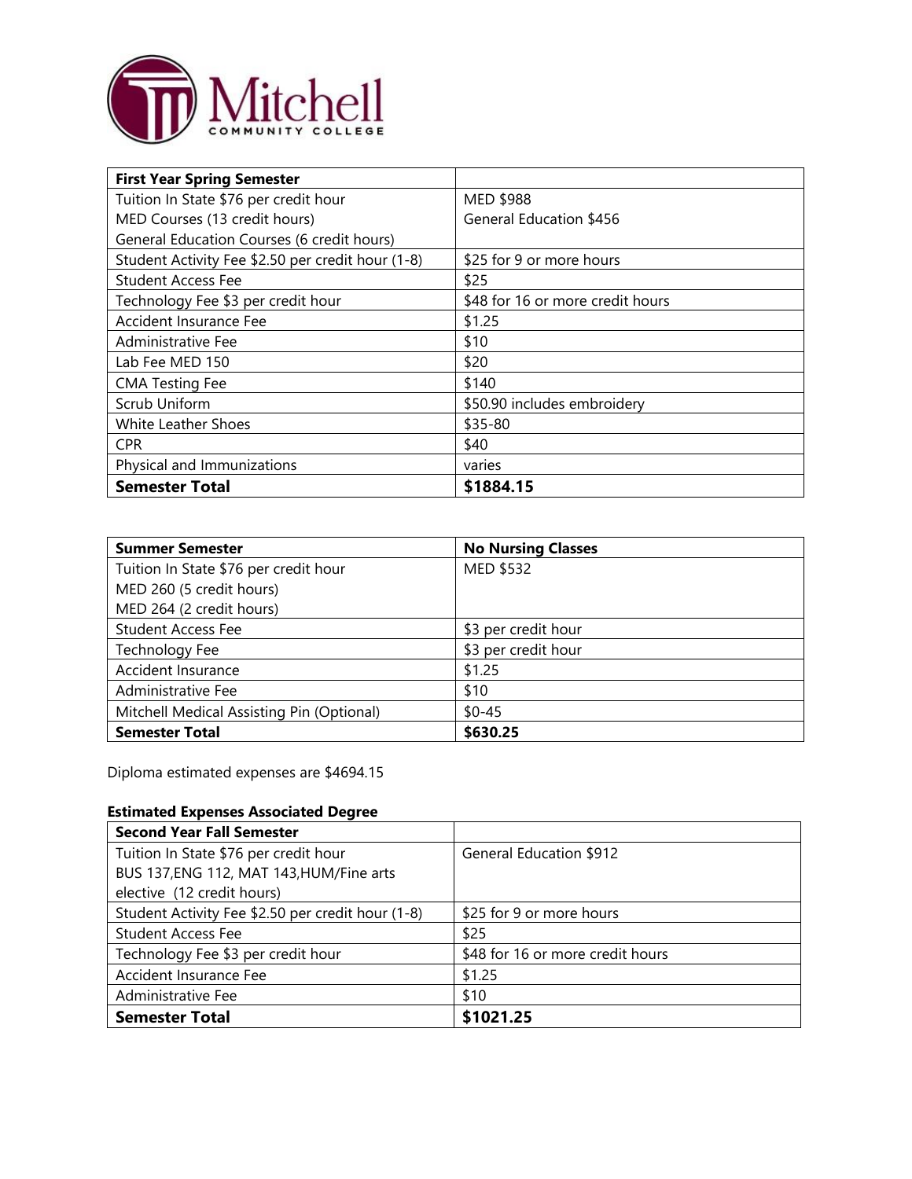| First Year Spring Semester | |
|---|---|
| Tuition In State $76 per credit hour<br>MED Courses (13 credit hours)<br>General Education Courses (6 credit hours) | MED $988<br>General Education $456 |
| Student Activity Fee $2.50 per credit hour (1-8) | $25 for 9 or more hours |
| Student Access Fee | $25 |
| Technology Fee $3 per credit hour | $48 for 16 or more credit hours |
| Accident Insurance Fee | $1.25 |
| Administrative Fee | $10 |
| Lab Fee MED 150 | $20 |
| CMA Testing Fee | $140 |
| Scrub Uniform | $50.90 includes embroidery |
| White Leather Shoes | $35-80 |
| CPR | $40 |
| Physical and Immunizations | varies |
| **Semester Total** | **$1884.15** |

| Summer Semester | No Nursing Classes |
|---|---|
| Tuition In State $76 per credit hour<br>MED 260 (5 credit hours)<br>MED 264 (2 credit hours) | MED $532 |
| Student Access Fee | $3 per credit hour |
| Technology Fee | $3 per credit hour |
| Accident Insurance | $1.25 |
| Administrative Fee | $10 |
| Mitchell Medical Assisting Pin (Optional) | $0-45 |
| **Semester Total** | **$630.25** |

Diploma estimated expenses are $4694.15

**Estimated Expenses Associated Degree**

| Second Year Fall Semester | |
|---|---|
| Tuition In State $76 per credit hour<br>BUS 137,ENG 112, MAT 143,HUM/Fine arts elective (12 credit hours) | General Education $912 |
| Student Activity Fee $2.50 per credit hour (1-8) | $25 for 9 or more hours |
| Student Access Fee | $25 |
| Technology Fee $3 per credit hour | $48 for 16 or more credit hours |
| Accident Insurance Fee | $1.25 |
| Administrative Fee | $10 |
| **Semester Total** | **$1021.25** |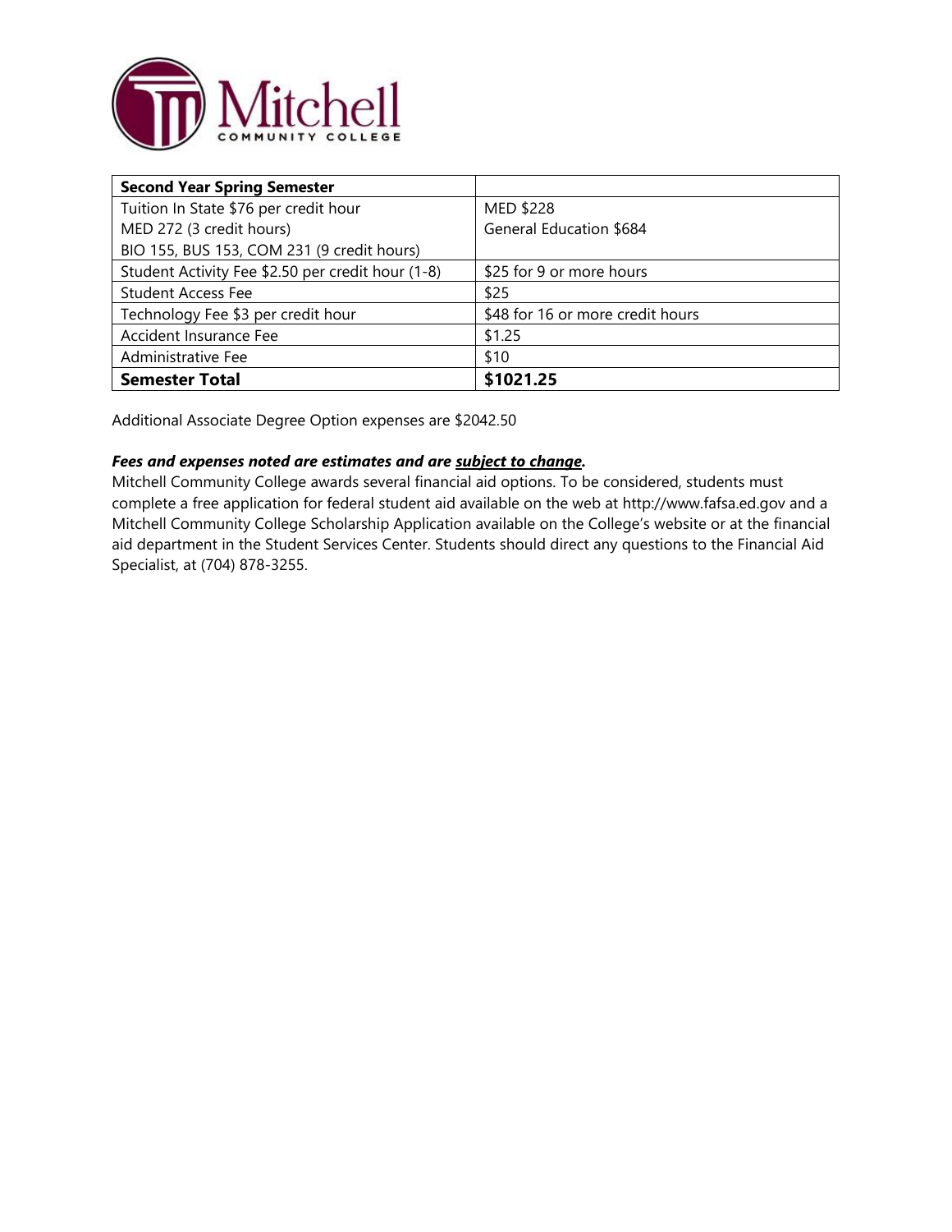| **Second Year Spring Semester** | |
|---|---|
| Tuition In State $76 per credit hour<br>MED 272 (3 credit hours)<br>BIO 155, BUS 153, COM 231 (9 credit hours) | MED $228<br>General Education $684 |
| Student Activity Fee $2.50 per credit hour (1-8) | $25 for 9 or more hours |
| Student Access Fee | $25 |
| Technology Fee $3 per credit hour | $48 for 16 or more credit hours |
| Accident Insurance Fee | $1.25 |
| Administrative Fee | $10 |
| **Semester Total** | **$1021.25** |

Additional Associate Degree Option expenses are $2042.50

***Fees and expenses noted are estimates and are subject to change.***

Mitchell Community College awards several financial aid options. To be considered, students must complete a free application for federal student aid available on the web at http://www.fafsa.ed.gov and a Mitchell Community College Scholarship Application available on the College's website or at the financial aid department in the Student Services Center. Students should direct any questions to the Financial Aid Specialist, at (704) 878-3255.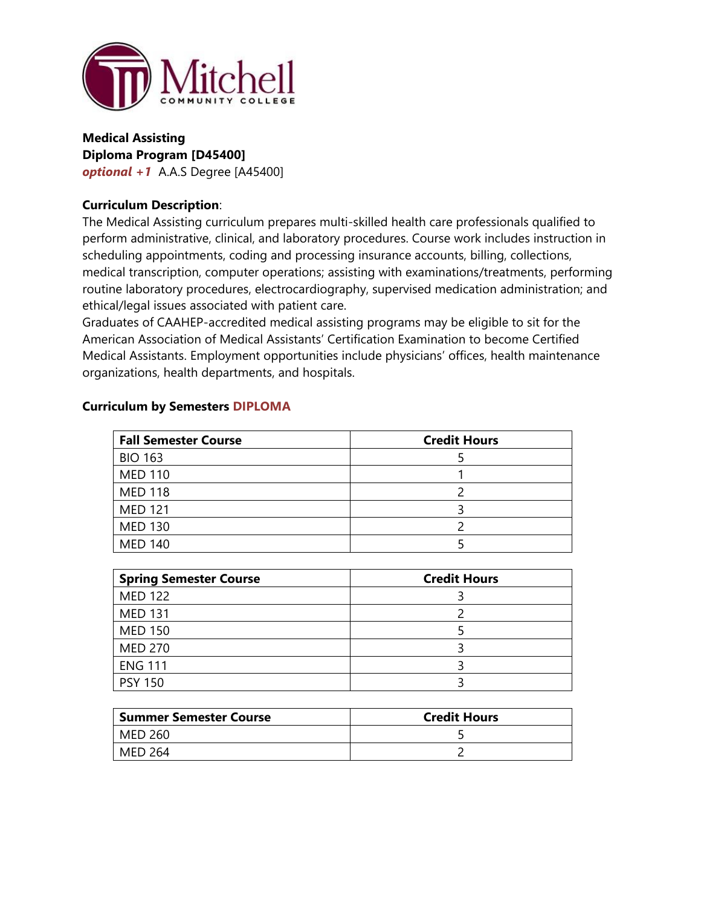**Medical Assisting**
**Diploma Program [D45400]**
***optional +1*** A.A.S Degree [A45400]

**Curriculum Description**:
The Medical Assisting curriculum prepares multi-skilled health care professionals qualified to perform administrative, clinical, and laboratory procedures. Course work includes instruction in scheduling appointments, coding and processing insurance accounts, billing, collections, medical transcription, computer operations; assisting with examinations/treatments, performing routine laboratory procedures, electrocardiography, supervised medication administration; and ethical/legal issues associated with patient care.
Graduates of CAAHEP-accredited medical assisting programs may be eligible to sit for the American Association of Medical Assistants' Certification Examination to become Certified Medical Assistants. Employment opportunities include physicians' offices, health maintenance organizations, health departments, and hospitals.

**Curriculum by Semesters DIPLOMA**

| Fall Semester Course | Credit Hours |
|---|---|
| BIO 163 | 5 |
| MED 110 | 1 |
| MED 118 | 2 |
| MED 121 | 3 |
| MED 130 | 2 |
| MED 140 | 5 |

| Spring Semester Course | Credit Hours |
|---|---|
| MED 122 | 3 |
| MED 131 | 2 |
| MED 150 | 5 |
| MED 270 | 3 |
| ENG 111 | 3 |
| PSY 150 | 3 |

| Summer Semester Course | Credit Hours |
|---|---|
| MED 260 | 5 |
| MED 264 | 2 |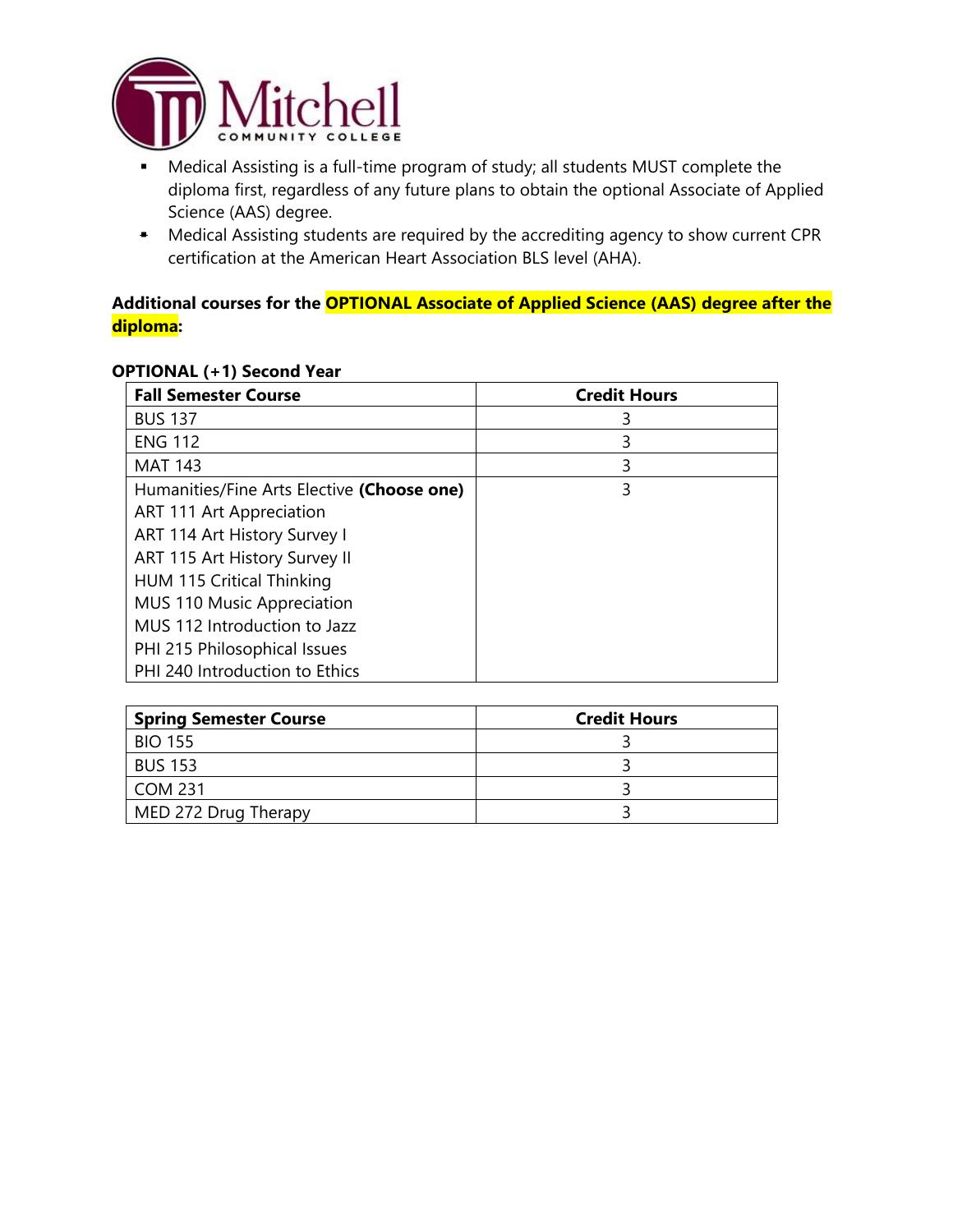- Medical Assisting is a full-time program of study; all students MUST complete the diploma first, regardless of any future plans to obtain the optional Associate of Applied Science (AAS) degree.
- Medical Assisting students are required by the accrediting agency to show current CPR certification at the American Heart Association BLS level (AHA).

**Additional courses for the OPTIONAL Associate of Applied Science (AAS) degree after the diploma:**

**OPTIONAL (+1) Second Year**

| Fall Semester Course | Credit Hours |
|---|---|
| BUS 137 | 3 |
| ENG 112 | 3 |
| MAT 143 | 3 |
| Humanities/Fine Arts Elective **(Choose one)**<br>ART 111 Art Appreciation<br>ART 114 Art History Survey I<br>ART 115 Art History Survey II<br>HUM 115 Critical Thinking<br>MUS 110 Music Appreciation<br>MUS 112 Introduction to Jazz<br>PHI 215 Philosophical Issues<br>PHI 240 Introduction to Ethics | 3 |

| Spring Semester Course | Credit Hours |
|---|---|
| BIO 155 | 3 |
| BUS 153 | 3 |
| COM 231 | 3 |
| MED 272 Drug Therapy | 3 |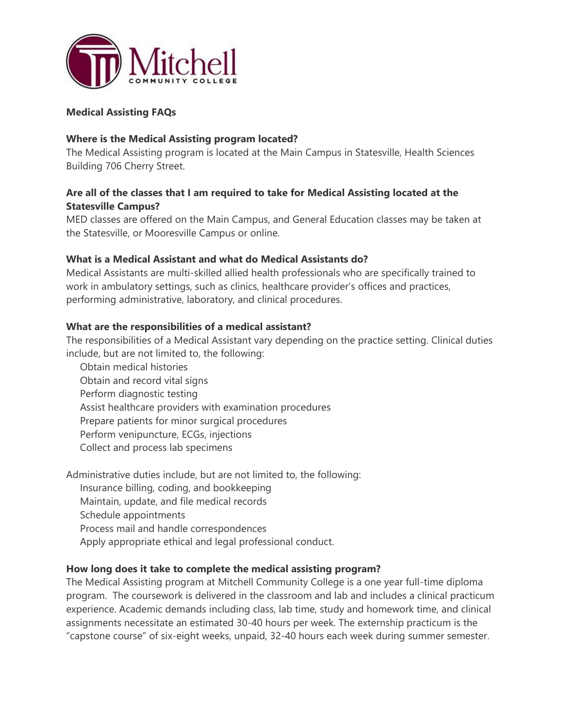**Medical Assisting FAQs**

**Where is the Medical Assisting program located?**

The Medical Assisting program is located at the Main Campus in Statesville, Health Sciences Building 706 Cherry Street.

**Are all of the classes that I am required to take for Medical Assisting located at the Statesville Campus?**

MED classes are offered on the Main Campus, and General Education classes may be taken at the Statesville, or Mooresville Campus or online.

**What is a Medical Assistant and what do Medical Assistants do?**

Medical Assistants are multi-skilled allied health professionals who are specifically trained to work in ambulatory settings, such as clinics, healthcare provider's offices and practices, performing administrative, laboratory, and clinical procedures.

**What are the responsibilities of a medical assistant?**

The responsibilities of a Medical Assistant vary depending on the practice setting. Clinical duties include, but are not limited to, the following:

- Obtain medical histories
- Obtain and record vital signs
- Perform diagnostic testing
- Assist healthcare providers with examination procedures
- Prepare patients for minor surgical procedures
- Perform venipuncture, ECGs, injections
- Collect and process lab specimens

Administrative duties include, but are not limited to, the following:

- Insurance billing, coding, and bookkeeping
- Maintain, update, and file medical records
- Schedule appointments
- Process mail and handle correspondences
- Apply appropriate ethical and legal professional conduct.

**How long does it take to complete the medical assisting program?**

The Medical Assisting program at Mitchell Community College is a one year full-time diploma program. The coursework is delivered in the classroom and lab and includes a clinical practicum experience. Academic demands including class, lab time, study and homework time, and clinical assignments necessitate an estimated 30-40 hours per week. The externship practicum is the "capstone course" of six-eight weeks, unpaid, 32-40 hours each week during summer semester.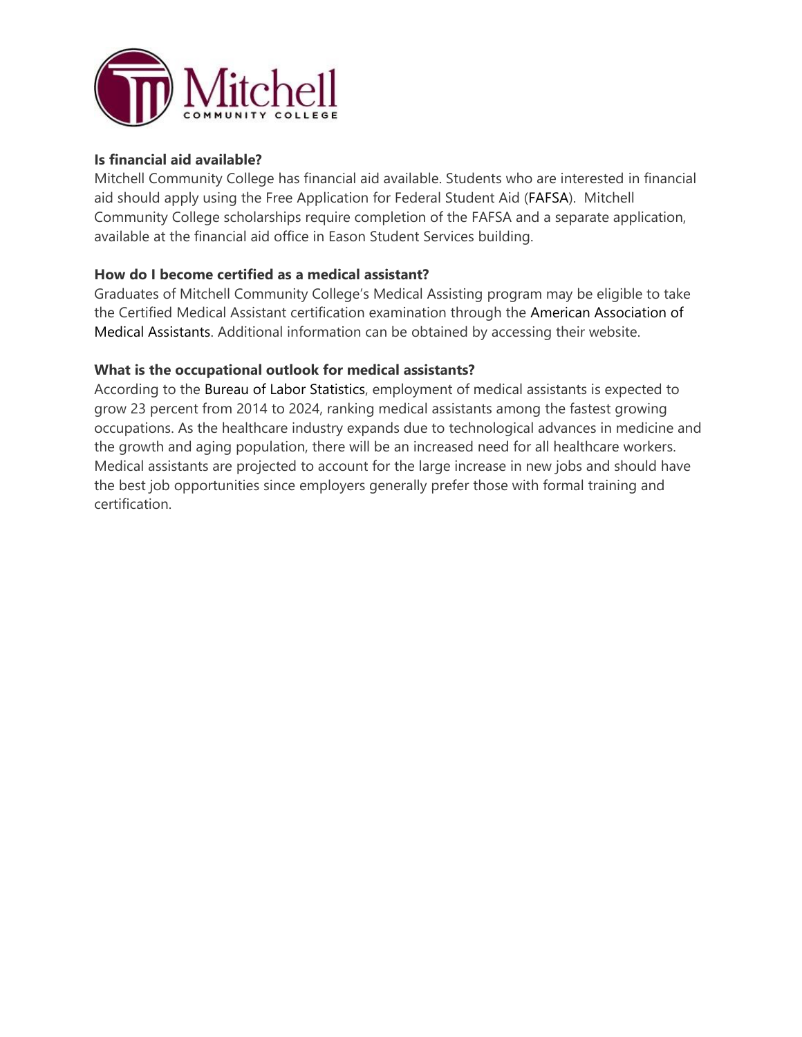**Is financial aid available?**
Mitchell Community College has financial aid available. Students who are interested in financial aid should apply using the Free Application for Federal Student Aid (FAFSA). Mitchell Community College scholarships require completion of the FAFSA and a separate application, available at the financial aid office in Eason Student Services building.

**How do I become certified as a medical assistant?**
Graduates of Mitchell Community College's Medical Assisting program may be eligible to take the Certified Medical Assistant certification examination through the American Association of Medical Assistants. Additional information can be obtained by accessing their website.

**What is the occupational outlook for medical assistants?**
According to the Bureau of Labor Statistics, employment of medical assistants is expected to grow 23 percent from 2014 to 2024, ranking medical assistants among the fastest growing occupations. As the healthcare industry expands due to technological advances in medicine and the growth and aging population, there will be an increased need for all healthcare workers. Medical assistants are projected to account for the large increase in new jobs and should have the best job opportunities since employers generally prefer those with formal training and certification.